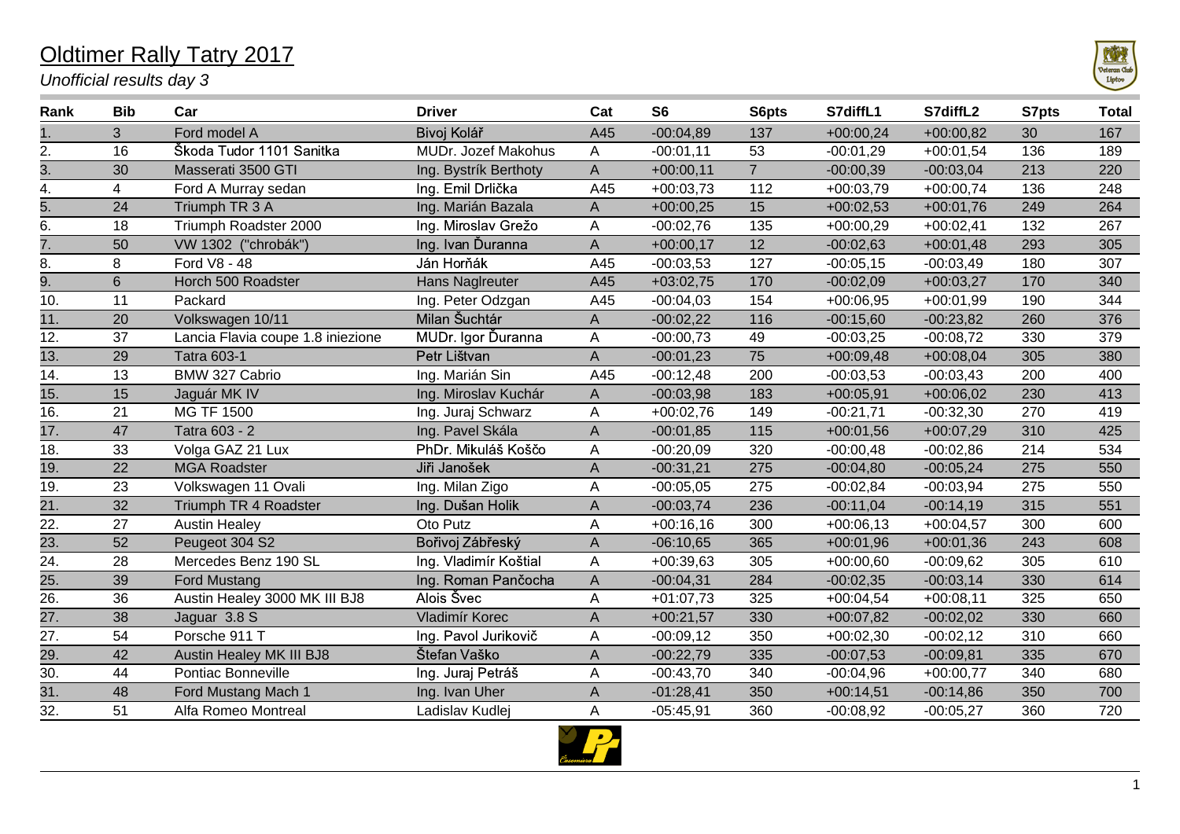# Oldtimer Rally Tatry 2017

*Unofficial results day 3*

| Rank | Bib | Car | Driver | Cat | S6 | S6pts | S7diffL1 | S7diffL2 | S7pts | Total |
|---|---|---|---|---|---|---|---|---|---|---|
| 1. | 3 | Ford model A | Bivoj Kolář | A45 | -00:04,89 | 137 | +00:00,24 | +00:00,82 | 30 | 167 |
| 2. | 16 | Škoda Tudor 1101 Sanitka | MUDr. Jozef Makohus | A | -00:01,11 | 53 | -00:01,29 | +00:01,54 | 136 | 189 |
| 3. | 30 | Masserati 3500 GTI | Ing. Bystrík Berthoty | A | +00:00,11 | 7 | -00:00,39 | -00:03,04 | 213 | 220 |
| 4. | 4 | Ford A Murray sedan | Ing. Emil Drlička | A45 | +00:03,73 | 112 | +00:03,79 | +00:00,74 | 136 | 248 |
| 5. | 24 | Triumph TR 3 A | Ing. Marián Bazala | A | +00:00,25 | 15 | +00:02,53 | +00:01,76 | 249 | 264 |
| 6. | 18 | Triumph Roadster 2000 | Ing. Miroslav Grežo | A | -00:02,76 | 135 | +00:00,29 | +00:02,41 | 132 | 267 |
| 7. | 50 | VW 1302 ("chrobák") | Ing. Ivan Ďuranna | A | +00:00,17 | 12 | -00:02,63 | +00:01,48 | 293 | 305 |
| 8. | 8 | Ford V8 - 48 | Ján Horňák | A45 | -00:03,53 | 127 | -00:05,15 | -00:03,49 | 180 | 307 |
| 9. | 6 | Horch 500 Roadster | Hans Naglreuter | A45 | +03:02,75 | 170 | -00:02,09 | +00:03,27 | 170 | 340 |
| 10. | 11 | Packard | Ing. Peter Odzgan | A45 | -00:04,03 | 154 | +00:06,95 | +00:01,99 | 190 | 344 |
| 11. | 20 | Volkswagen 10/11 | Milan Šuchtár | A | -00:02,22 | 116 | -00:15,60 | -00:23,82 | 260 | 376 |
| 12. | 37 | Lancia Flavia coupe 1.8 iniezione | MUDr. Igor Ďuranna | A | -00:00,73 | 49 | -00:03,25 | -00:08,72 | 330 | 379 |
| 13. | 29 | Tatra 603-1 | Petr Lištvan | A | -00:01,23 | 75 | +00:09,48 | +00:08,04 | 305 | 380 |
| 14. | 13 | BMW 327 Cabrio | Ing. Marián Sin | A45 | -00:12,48 | 200 | -00:03,53 | -00:03,43 | 200 | 400 |
| 15. | 15 | Jaguár MK IV | Ing. Miroslav Kuchár | A | -00:03,98 | 183 | +00:05,91 | +00:06,02 | 230 | 413 |
| 16. | 21 | MG TF 1500 | Ing. Juraj Schwarz | A | +00:02,76 | 149 | -00:21,71 | -00:32,30 | 270 | 419 |
| 17. | 47 | Tatra 603 - 2 | Ing. Pavel Skála | A | -00:01,85 | 115 | +00:01,56 | +00:07,29 | 310 | 425 |
| 18. | 33 | Volga GAZ 21 Lux | PhDr. Mikuláš Koščo | A | -00:20,09 | 320 | -00:00,48 | -00:02,86 | 214 | 534 |
| 19. | 22 | MGA Roadster | Jiři Janošek | A | -00:31,21 | 275 | -00:04,80 | -00:05,24 | 275 | 550 |
| 19. | 23 | Volkswagen 11 Ovali | Ing. Milan Zigo | A | -00:05,05 | 275 | -00:02,84 | -00:03,94 | 275 | 550 |
| 21. | 32 | Triumph TR 4 Roadster | Ing. Dušan Holik | A | -00:03,74 | 236 | -00:11,04 | -00:14,19 | 315 | 551 |
| 22. | 27 | Austin Healey | Oto Putz | A | +00:16,16 | 300 | +00:06,13 | +00:04,57 | 300 | 600 |
| 23. | 52 | Peugeot 304 S2 | Bořivoj Zábřeský | A | -06:10,65 | 365 | +00:01,96 | +00:01,36 | 243 | 608 |
| 24. | 28 | Mercedes Benz 190 SL | Ing. Vladimír Koštial | A | +00:39,63 | 305 | +00:00,60 | -00:09,62 | 305 | 610 |
| 25. | 39 | Ford Mustang | Ing. Roman Pančocha | A | -00:04,31 | 284 | -00:02,35 | -00:03,14 | 330 | 614 |
| 26. | 36 | Austin Healey 3000 MK III BJ8 | Alois Švec | A | +01:07,73 | 325 | +00:04,54 | +00:08,11 | 325 | 650 |
| 27. | 38 | Jaguar 3.8 S | Vladimír Korec | A | +00:21,57 | 330 | +00:07,82 | -00:02,02 | 330 | 660 |
| 27. | 54 | Porsche 911 T | Ing. Pavol Jurikovič | A | -00:09,12 | 350 | +00:02,30 | -00:02,12 | 310 | 660 |
| 29. | 42 | Austin Healey MK III BJ8 | Štefan Vaško | A | -00:22,79 | 335 | -00:07,53 | -00:09,81 | 335 | 670 |
| 30. | 44 | Pontiac Bonneville | Ing. Juraj Petráš | A | -00:43,70 | 340 | -00:04,96 | +00:00,77 | 340 | 680 |
| 31. | 48 | Ford Mustang Mach 1 | Ing. Ivan Uher | A | -01:28,41 | 350 | +00:14,51 | -00:14,86 | 350 | 700 |
| 32. | 51 | Alfa Romeo Montreal | Ladislav Kudlej | A | -05:45,91 | 360 | -00:08,92 | -00:05,27 | 360 | 720 |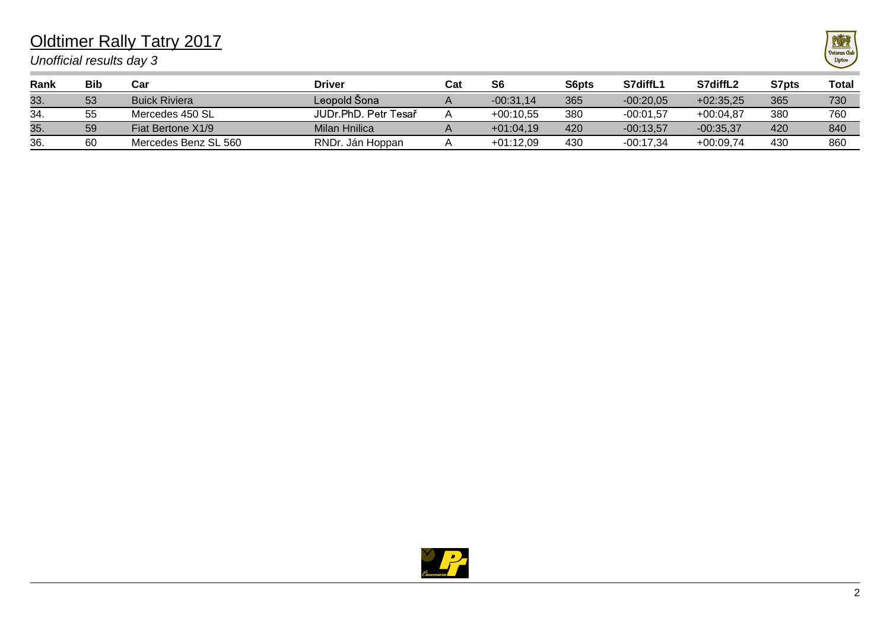# Oldtimer Rally Tatry 2017

*Unofficial results day 3*

| Rank | Bib | Car | Driver | Cat | S6 | S6pts | S7diffL1 | S7diffL2 | S7pts | Total |
|---|---|---|---|---|---|---|---|---|---|---|
| 33. | 53 | Buick Riviera | Leopold Šona | A | -00:31,14 | 365 | -00:20,05 | +02:35,25 | 365 | 730 |
| 34. | 55 | Mercedes 450 SL | JUDr.PhD. Petr Tesař | A | +00:10,55 | 380 | -00:01,57 | +00:04,87 | 380 | 760 |
| 35. | 59 | Fiat Bertone X1/9 | Milan Hnilica | A | +01:04,19 | 420 | -00:13,57 | -00:35,37 | 420 | 840 |
| 36. | 60 | Mercedes Benz SL 560 | RNDr. Ján Hoppan | A | +01:12,09 | 430 | -00:17,34 | +00:09,74 | 430 | 860 |